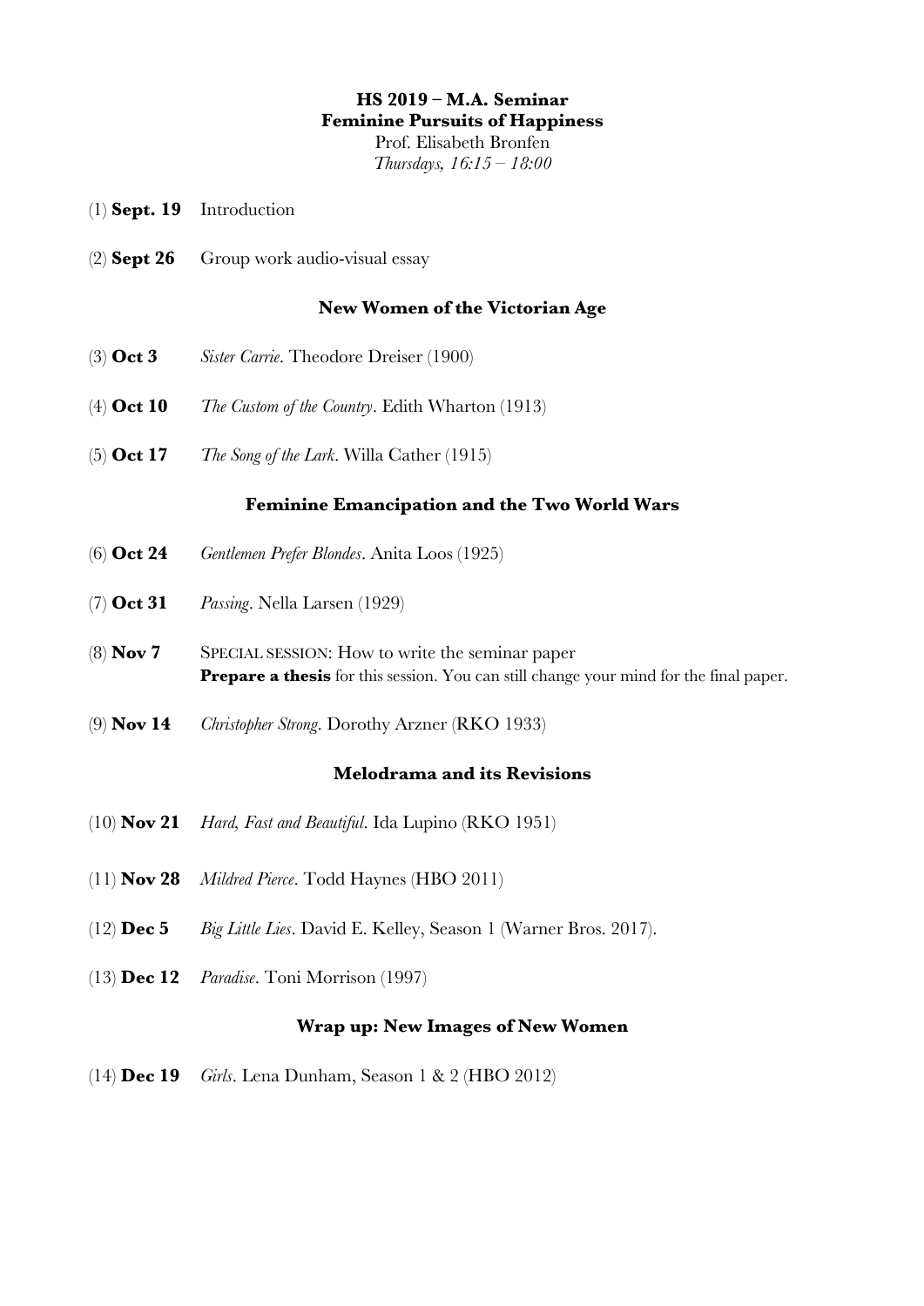**HS 2019 – M.A. Seminar**
**Feminine Pursuits of Happiness**
Prof. Elisabeth Bronfen
*Thursdays, 16:15 – 18:00*

(1) **Sept. 19** Introduction

(2) **Sept 26** Group work audio-visual essay

## New Women of the Victorian Age

(3) **Oct 3** *Sister Carrie*. Theodore Dreiser (1900)

(4) **Oct 10** *The Custom of the Country*. Edith Wharton (1913)

(5) **Oct 17** *The Song of the Lark*. Willa Cather (1915)

## Feminine Emancipation and the Two World Wars

(6) **Oct 24** *Gentlemen Prefer Blondes*. Anita Loos (1925)

(7) **Oct 31** *Passing*. Nella Larsen (1929)

(8) **Nov 7** SPECIAL SESSION: How to write the seminar paper
**Prepare a thesis** for this session. You can still change your mind for the final paper.

(9) **Nov 14** *Christopher Strong*. Dorothy Arzner (RKO 1933)

## Melodrama and its Revisions

(10) **Nov 21** *Hard, Fast and Beautiful*. Ida Lupino (RKO 1951)

(11) **Nov 28** *Mildred Pierce*. Todd Haynes (HBO 2011)

(12) **Dec 5** *Big Little Lies*. David E. Kelley, Season 1 (Warner Bros. 2017).

(13) **Dec 12** *Paradise*. Toni Morrison (1997)

## Wrap up: New Images of New Women

(14) **Dec 19** *Girls*. Lena Dunham, Season 1 & 2 (HBO 2012)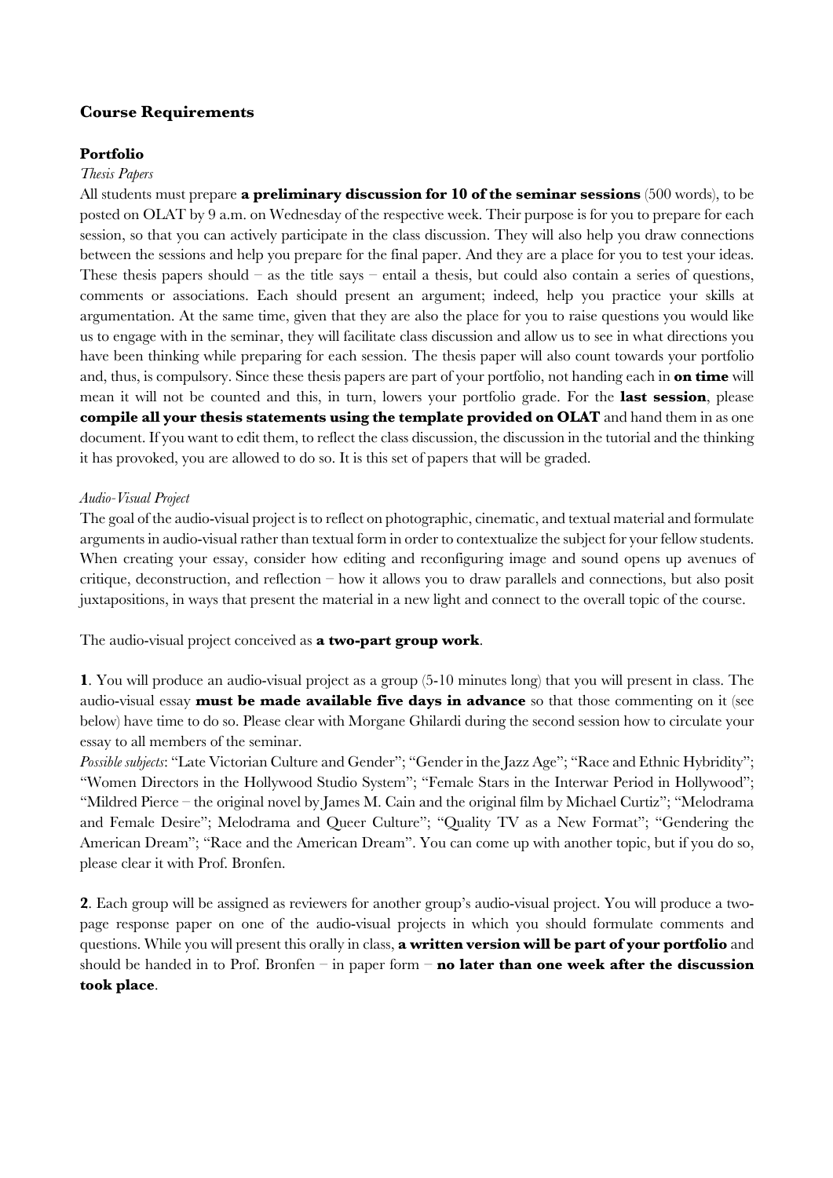## Course Requirements

### Portfolio

*Thesis Papers*

All students must prepare **a preliminary discussion for 10 of the seminar sessions** (500 words), to be posted on OLAT by 9 a.m. on Wednesday of the respective week. Their purpose is for you to prepare for each session, so that you can actively participate in the class discussion. They will also help you draw connections between the sessions and help you prepare for the final paper. And they are a place for you to test your ideas. These thesis papers should – as the title says – entail a thesis, but could also contain a series of questions, comments or associations. Each should present an argument; indeed, help you practice your skills at argumentation. At the same time, given that they are also the place for you to raise questions you would like us to engage with in the seminar, they will facilitate class discussion and allow us to see in what directions you have been thinking while preparing for each session. The thesis paper will also count towards your portfolio and, thus, is compulsory. Since these thesis papers are part of your portfolio, not handing each in **on time** will mean it will not be counted and this, in turn, lowers your portfolio grade. For the **last session**, please **compile all your thesis statements using the template provided on OLAT** and hand them in as one document. If you want to edit them, to reflect the class discussion, the discussion in the tutorial and the thinking it has provoked, you are allowed to do so. It is this set of papers that will be graded.

*Audio-Visual Project*

The goal of the audio-visual project is to reflect on photographic, cinematic, and textual material and formulate arguments in audio-visual rather than textual form in order to contextualize the subject for your fellow students. When creating your essay, consider how editing and reconfiguring image and sound opens up avenues of critique, deconstruction, and reflection – how it allows you to draw parallels and connections, but also posit juxtapositions, in ways that present the material in a new light and connect to the overall topic of the course.

The audio-visual project conceived as **a two-part group work**.

**1**. You will produce an audio-visual project as a group (5-10 minutes long) that you will present in class. The audio-visual essay **must be made available five days in advance** so that those commenting on it (see below) have time to do so. Please clear with Morgane Ghilardi during the second session how to circulate your essay to all members of the seminar.

*Possible subjects*: "Late Victorian Culture and Gender"; "Gender in the Jazz Age"; "Race and Ethnic Hybridity"; "Women Directors in the Hollywood Studio System"; "Female Stars in the Interwar Period in Hollywood"; "Mildred Pierce – the original novel by James M. Cain and the original film by Michael Curtiz"; "Melodrama and Female Desire"; Melodrama and Queer Culture"; "Quality TV as a New Format"; "Gendering the American Dream"; "Race and the American Dream". You can come up with another topic, but if you do so, please clear it with Prof. Bronfen.

**2**. Each group will be assigned as reviewers for another group's audio-visual project. You will produce a two-page response paper on one of the audio-visual projects in which you should formulate comments and questions. While you will present this orally in class, **a written version will be part of your portfolio** and should be handed in to Prof. Bronfen – in paper form – **no later than one week after the discussion took place**.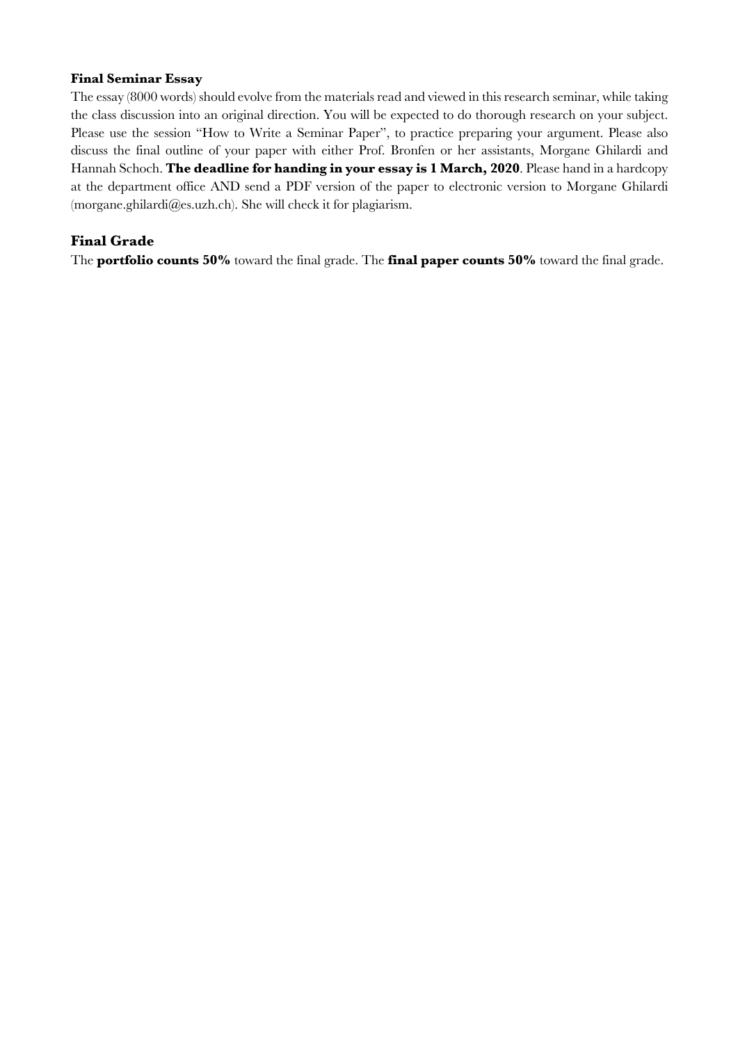### Final Seminar Essay

The essay (8000 words) should evolve from the materials read and viewed in this research seminar, while taking the class discussion into an original direction. You will be expected to do thorough research on your subject. Please use the session "How to Write a Seminar Paper", to practice preparing your argument. Please also discuss the final outline of your paper with either Prof. Bronfen or her assistants, Morgane Ghilardi and Hannah Schoch. **The deadline for handing in your essay is 1 March, 2020**. Please hand in a hardcopy at the department office AND send a PDF version of the paper to electronic version to Morgane Ghilardi (morgane.ghilardi@es.uzh.ch). She will check it for plagiarism.

## Final Grade

The **portfolio counts 50%** toward the final grade. The **final paper counts 50%** toward the final grade.